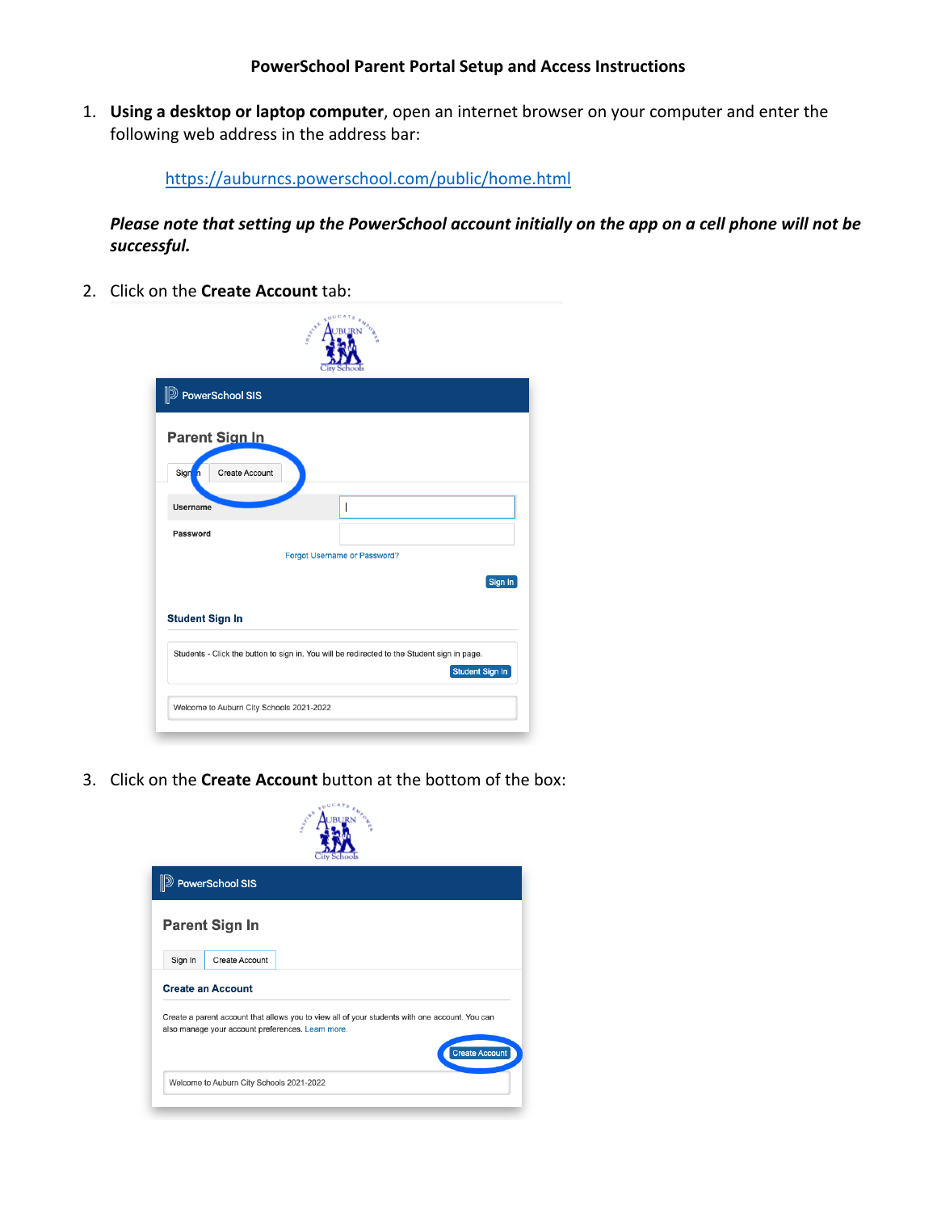**PowerSchool Parent Portal Setup and Access Instructions**

1. **Using a desktop or laptop computer**, open an internet browser on your computer and enter the following web address in the address bar:

   https://auburncs.powerschool.com/public/home.html

   ***Please note that setting up the PowerSchool account initially on the app on a cell phone will not be successful.***

2. Click on the **Create Account** tab:

3. Click on the **Create Account** button at the bottom of the box: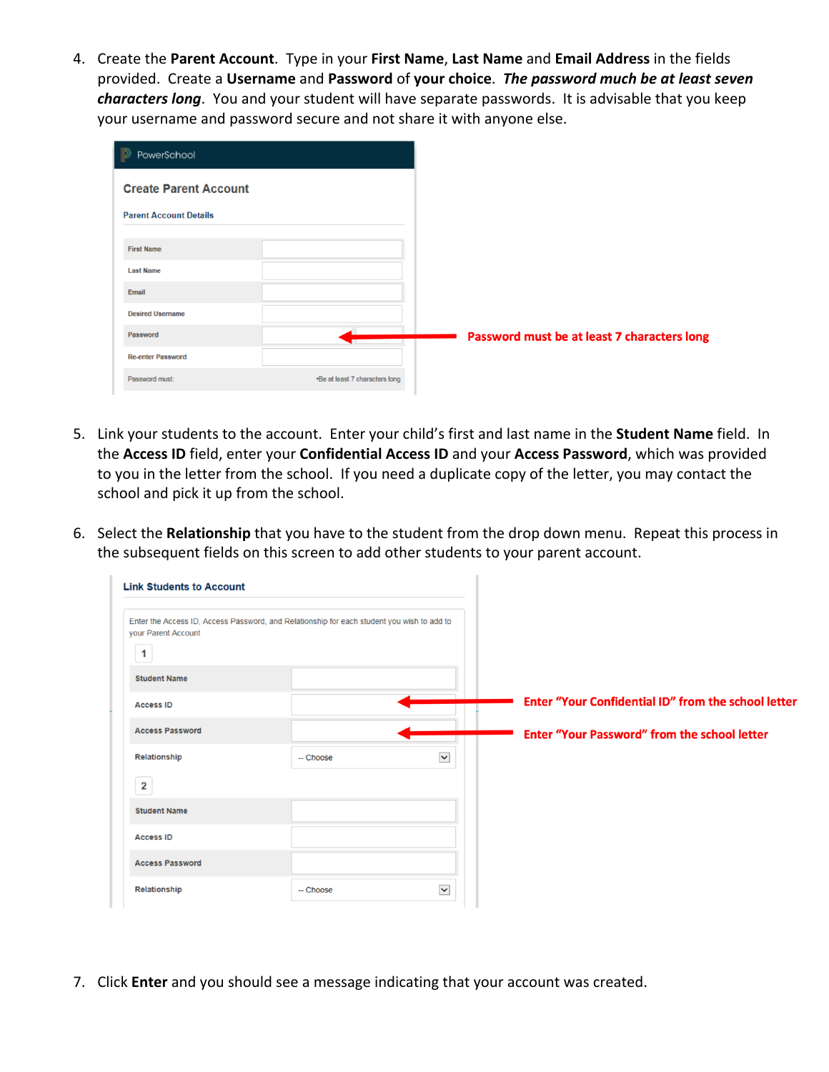4. Create the **Parent Account**. Type in your **First Name**, **Last Name** and **Email Address** in the fields provided. Create a **Username** and **Password** of **your choice**. ***The password much be at least seven characters long***. You and your student will have separate passwords. It is advisable that you keep your username and password secure and not share it with anyone else.

PowerSchool

**Create Parent Account**

**Parent Account Details**

| | |
|---|---|
| First Name | |
| Last Name | |
| Email | |
| Desired Username | |
| Password | |
| Re-enter Password | |
| Password must: | •Be at least 7 characters long |

**Password must be at least 7 characters long**

5. Link your students to the account. Enter your child's first and last name in the **Student Name** field. In the **Access ID** field, enter your **Confidential Access ID** and your **Access Password**, which was provided to you in the letter from the school. If you need a duplicate copy of the letter, you may contact the school and pick it up from the school.

6. Select the **Relationship** that you have to the student from the drop down menu. Repeat this process in the subsequent fields on this screen to add other students to your parent account.

**Link Students to Account**

Enter the Access ID, Access Password, and Relationship for each student you wish to add to your Parent Account

1

| | |
|---|---|
| Student Name | |
| Access ID | |
| Access Password | |
| Relationship | -- Choose |

2

| | |
|---|---|
| Student Name | |
| Access ID | |
| Access Password | |
| Relationship | -- Choose |

**Enter "Your Confidential ID" from the school letter**

**Enter "Your Password" from the school letter**

7. Click **Enter** and you should see a message indicating that your account was created.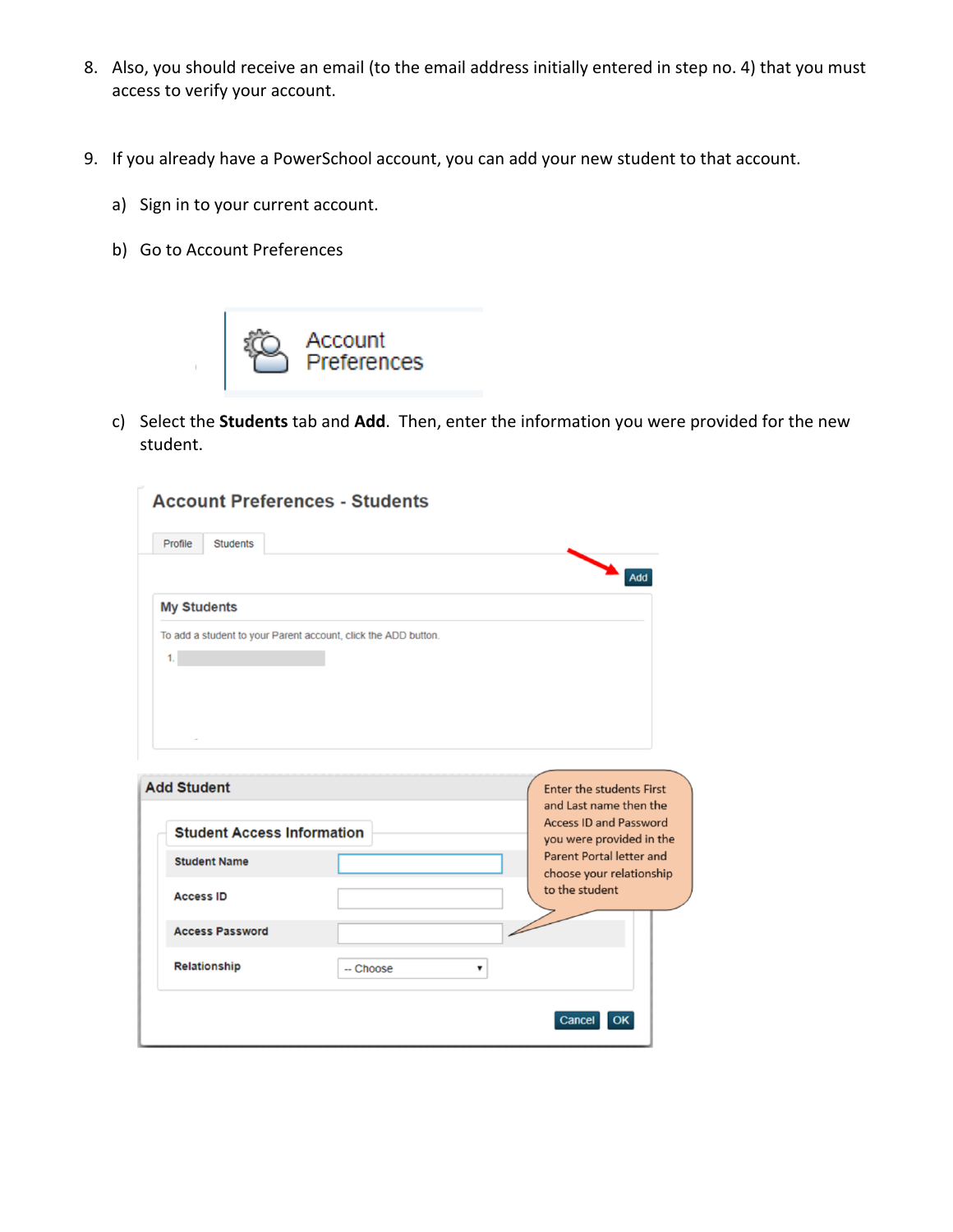8. Also, you should receive an email (to the email address initially entered in step no. 4) that you must access to verify your account.

9. If you already have a PowerSchool account, you can add your new student to that account.

   a) Sign in to your current account.

   b) Go to Account Preferences

   Account Preferences

   c) Select the **Students** tab and **Add**. Then, enter the information you were provided for the new student.

**Account Preferences - Students**

Profile | Students

Add

**My Students**

To add a student to your Parent account, click the ADD button.

1.

**Add Student**

**Student Access Information**

**Student Name**

**Access ID**

**Access Password**

**Relationship** -- Choose

Enter the students First and Last name then the Access ID and Password you were provided in the Parent Portal letter and choose your relationship to the student

Cancel OK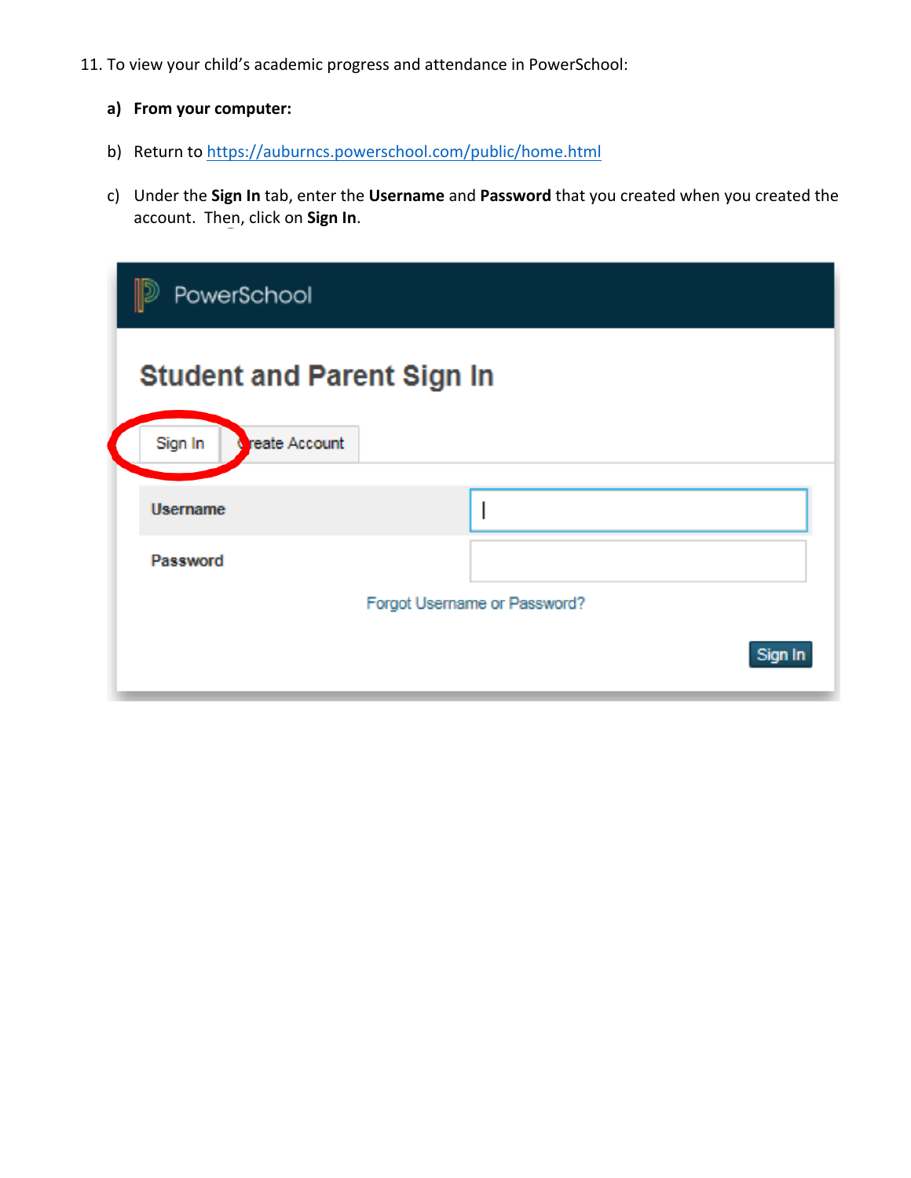11. To view your child's academic progress and attendance in PowerSchool:

   **a) From your computer:**

   b) Return to https://auburncs.powerschool.com/public/home.html

   c) Under the **Sign In** tab, enter the **Username** and **Password** that you created when you created the account. Then, click on **Sign In**.